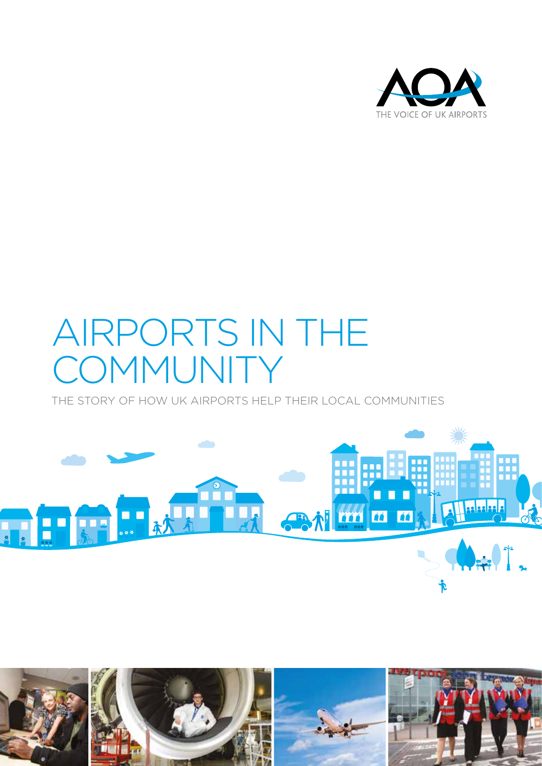AOA

THE VOICE OF UK AIRPORTS

# AIRPORTS IN THE COMMUNITY

THE STORY OF HOW UK AIRPORTS HELP THEIR LOCAL COMMUNITIES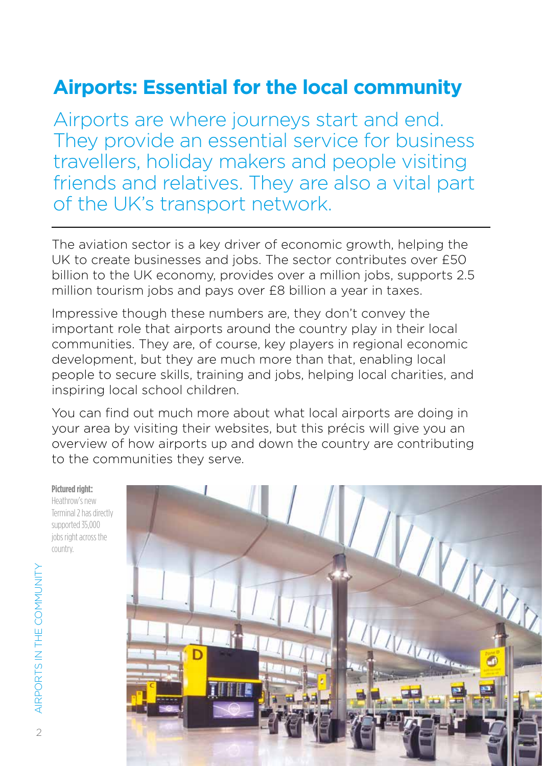# Airports: Essential for the local community

Airports are where journeys start and end. They provide an essential service for business travellers, holiday makers and people visiting friends and relatives. They are also a vital part of the UK's transport network.

The aviation sector is a key driver of economic growth, helping the UK to create businesses and jobs. The sector contributes over £50 billion to the UK economy, provides over a million jobs, supports 2.5 million tourism jobs and pays over £8 billion a year in taxes.

Impressive though these numbers are, they don't convey the important role that airports around the country play in their local communities. They are, of course, key players in regional economic development, but they are much more than that, enabling local people to secure skills, training and jobs, helping local charities, and inspiring local school children.

You can find out much more about what local airports are doing in your area by visiting their websites, but this précis will give you an overview of how airports up and down the country are contributing to the communities they serve.

**Pictured right:** Heathrow's new Terminal 2 has directly supported 35,000 jobs right across the country.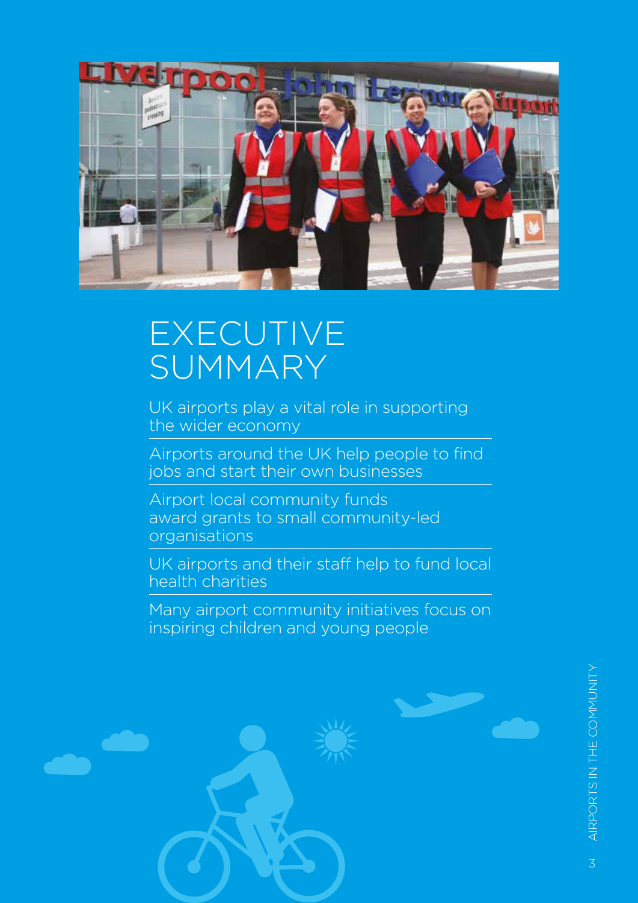# EXECUTIVE SUMMARY

UK airports play a vital role in supporting the wider economy

Airports around the UK help people to find jobs and start their own businesses

Airport local community funds award grants to small community-led organisations

UK airports and their staff help to fund local health charities

Many airport community initiatives focus on inspiring children and young people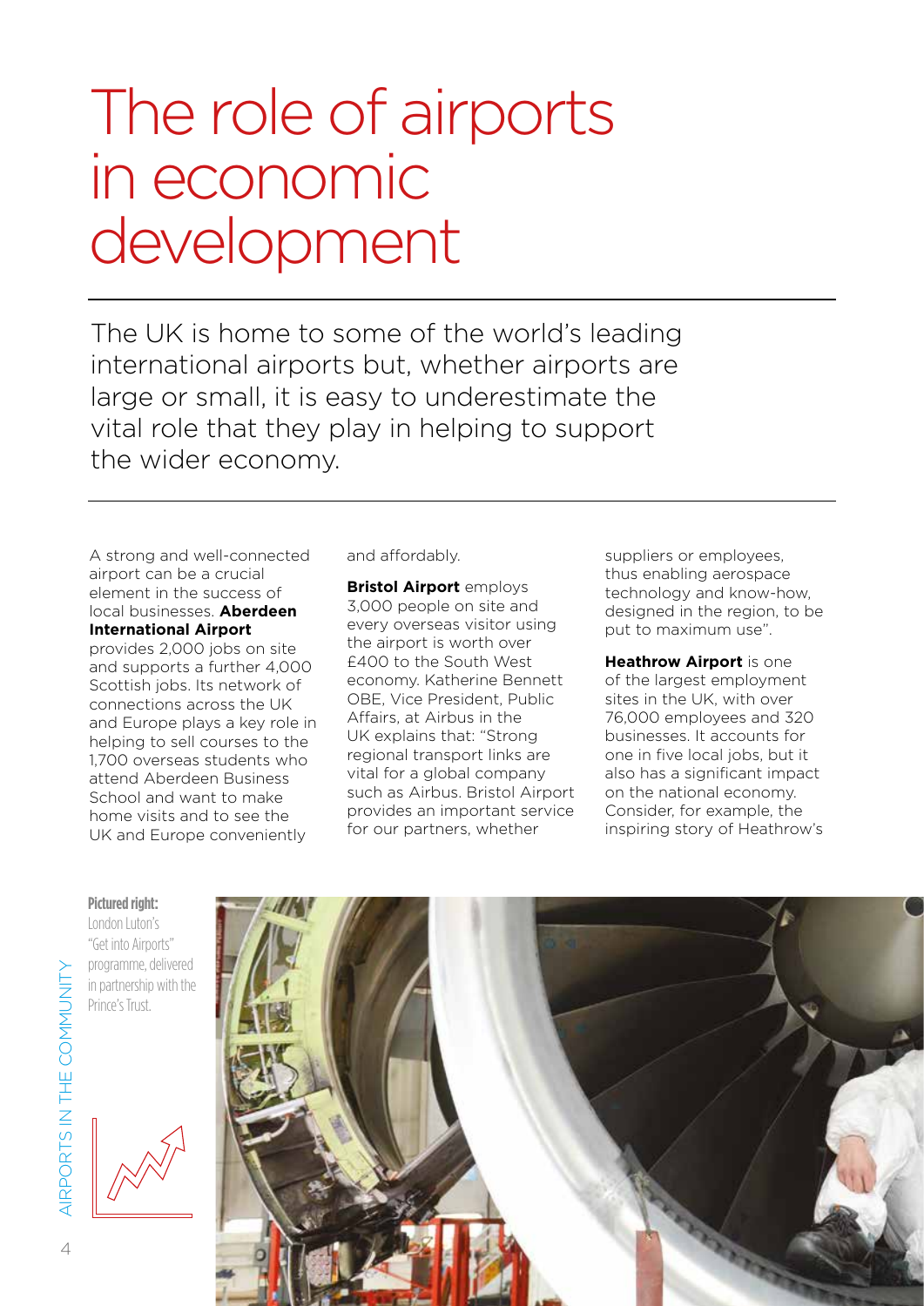# The role of airports in economic development

The UK is home to some of the world's leading international airports but, whether airports are large or small, it is easy to underestimate the vital role that they play in helping to support the wider economy.

A strong and well-connected airport can be a crucial element in the success of local businesses. **Aberdeen International Airport** provides 2,000 jobs on site and supports a further 4,000 Scottish jobs. Its network of connections across the UK and Europe plays a key role in helping to sell courses to the 1,700 overseas students who attend Aberdeen Business School and want to make home visits and to see the UK and Europe conveniently and affordably.

**Bristol Airport** employs 3,000 people on site and every overseas visitor using the airport is worth over £400 to the South West economy. Katherine Bennett OBE, Vice President, Public Affairs, at Airbus in the UK explains that: "Strong regional transport links are vital for a global company such as Airbus. Bristol Airport provides an important service for our partners, whether suppliers or employees, thus enabling aerospace technology and know-how, designed in the region, to be put to maximum use".

**Heathrow Airport** is one of the largest employment sites in the UK, with over 76,000 employees and 320 businesses. It accounts for one in five local jobs, but it also has a significant impact on the national economy. Consider, for example, the inspiring story of Heathrow's

**Pictured right:** London Luton's "Get into Airports" programme, delivered in partnership with the Prince's Trust.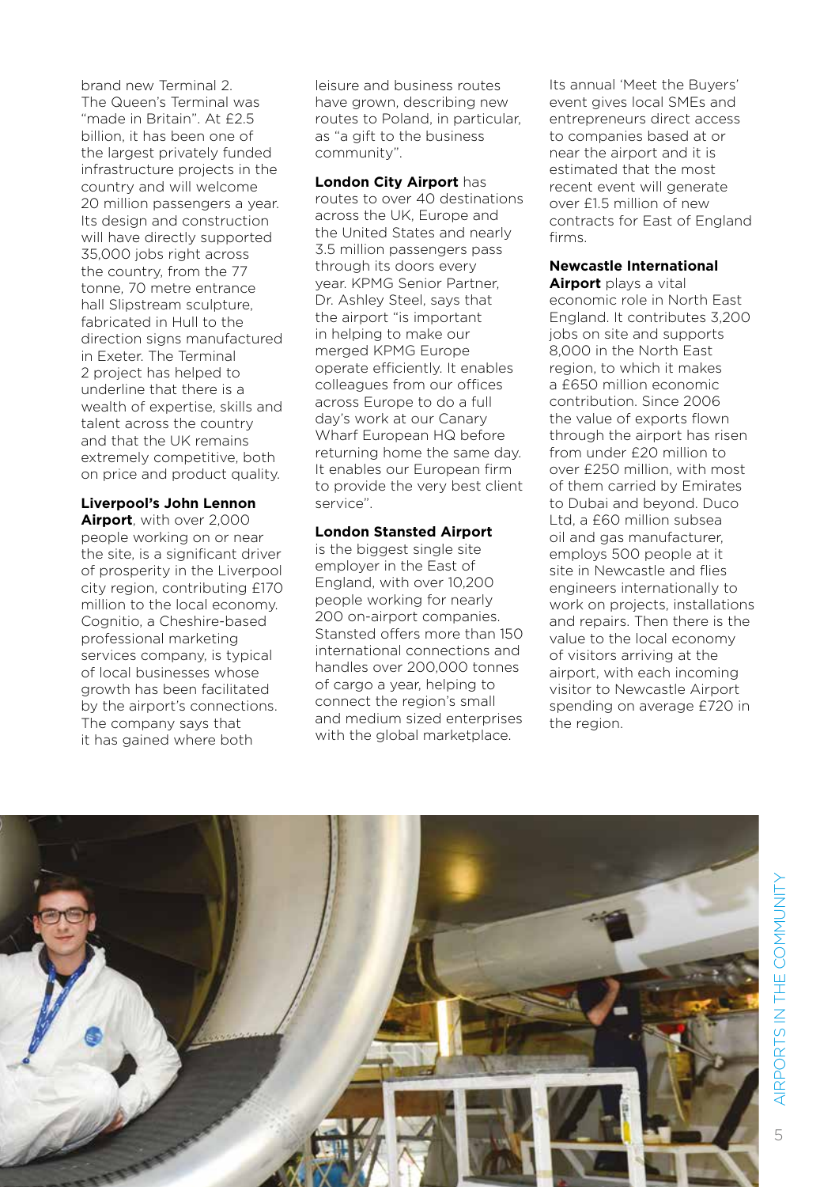brand new Terminal 2. The Queen's Terminal was "made in Britain". At £2.5 billion, it has been one of the largest privately funded infrastructure projects in the country and will welcome 20 million passengers a year. Its design and construction will have directly supported 35,000 jobs right across the country, from the 77 tonne, 70 metre entrance hall Slipstream sculpture, fabricated in Hull to the direction signs manufactured in Exeter. The Terminal 2 project has helped to underline that there is a wealth of expertise, skills and talent across the country and that the UK remains extremely competitive, both on price and product quality.

**Liverpool's John Lennon Airport**, with over 2,000 people working on or near the site, is a significant driver of prosperity in the Liverpool city region, contributing £170 million to the local economy. Cognitio, a Cheshire-based professional marketing services company, is typical of local businesses whose growth has been facilitated by the airport's connections. The company says that it has gained where both leisure and business routes have grown, describing new routes to Poland, in particular, as "a gift to the business community".

**London City Airport** has routes to over 40 destinations across the UK, Europe and the United States and nearly 3.5 million passengers pass through its doors every year. KPMG Senior Partner, Dr. Ashley Steel, says that the airport "is important in helping to make our merged KPMG Europe operate efficiently. It enables colleagues from our offices across Europe to do a full day's work at our Canary Wharf European HQ before returning home the same day. It enables our European firm to provide the very best client service".

**London Stansted Airport** is the biggest single site employer in the East of England, with over 10,200 people working for nearly 200 on-airport companies. Stansted offers more than 150 international connections and handles over 200,000 tonnes of cargo a year, helping to connect the region's small and medium sized enterprises with the global marketplace. Its annual 'Meet the Buyers' event gives local SMEs and entrepreneurs direct access to companies based at or near the airport and it is estimated that the most recent event will generate over £1.5 million of new contracts for East of England firms.

**Newcastle International Airport** plays a vital economic role in North East England. It contributes 3,200 jobs on site and supports 8,000 in the North East region, to which it makes a £650 million economic contribution. Since 2006 the value of exports flown through the airport has risen from under £20 million to over £250 million, with most of them carried by Emirates to Dubai and beyond. Duco Ltd, a £60 million subsea oil and gas manufacturer, employs 500 people at it site in Newcastle and flies engineers internationally to work on projects, installations and repairs. Then there is the value to the local economy of visitors arriving at the airport, with each incoming visitor to Newcastle Airport spending on average £720 in the region.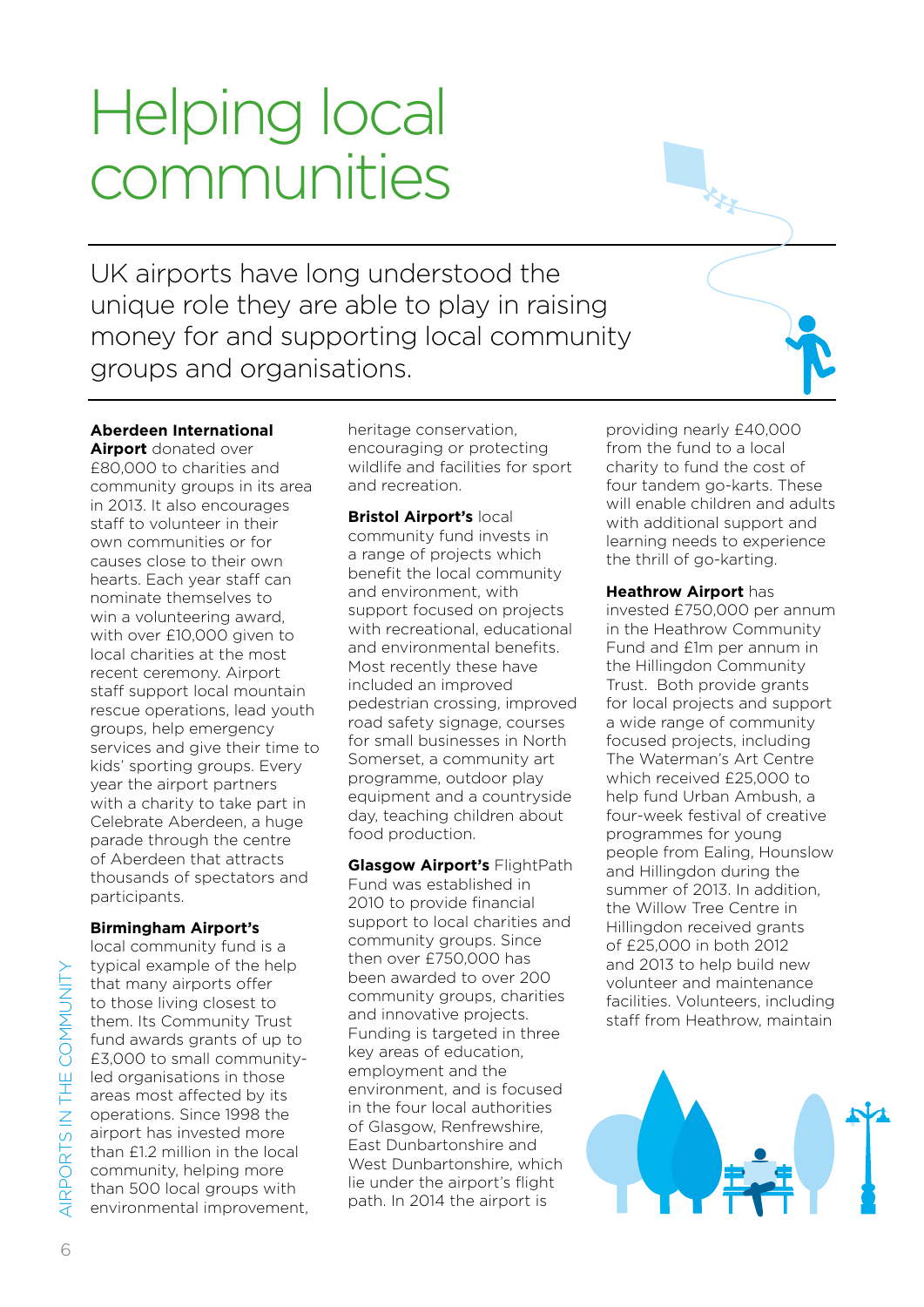# Helping local communities

UK airports have long understood the unique role they are able to play in raising money for and supporting local community groups and organisations.

**Aberdeen International Airport** donated over £80,000 to charities and community groups in its area in 2013. It also encourages staff to volunteer in their own communities or for causes close to their own hearts. Each year staff can nominate themselves to win a volunteering award, with over £10,000 given to local charities at the most recent ceremony. Airport staff support local mountain rescue operations, lead youth groups, help emergency services and give their time to kids' sporting groups. Every year the airport partners with a charity to take part in Celebrate Aberdeen, a huge parade through the centre of Aberdeen that attracts thousands of spectators and participants.

**Birmingham Airport's** local community fund is a typical example of the help that many airports offer to those living closest to them. Its Community Trust fund awards grants of up to £3,000 to small community-led organisations in those areas most affected by its operations. Since 1998 the airport has invested more than £1.2 million in the local community, helping more than 500 local groups with environmental improvement, heritage conservation, encouraging or protecting wildlife and facilities for sport and recreation.

**Bristol Airport's** local community fund invests in a range of projects which benefit the local community and environment, with support focused on projects with recreational, educational and environmental benefits. Most recently these have included an improved pedestrian crossing, improved road safety signage, courses for small businesses in North Somerset, a community art programme, outdoor play equipment and a countryside day, teaching children about food production.

**Glasgow Airport's** FlightPath Fund was established in 2010 to provide financial support to local charities and community groups. Since then over £750,000 has been awarded to over 200 community groups, charities and innovative projects. Funding is targeted in three key areas of education, employment and the environment, and is focused in the four local authorities of Glasgow, Renfrewshire, East Dunbartonshire and West Dunbartonshire, which lie under the airport's flight path. In 2014 the airport is providing nearly £40,000 from the fund to a local charity to fund the cost of four tandem go-karts. These will enable children and adults with additional support and learning needs to experience the thrill of go-karting.

**Heathrow Airport** has invested £750,000 per annum in the Heathrow Community Fund and £1m per annum in the Hillingdon Community Trust. Both provide grants for local projects and support a wide range of community focused projects, including The Waterman's Art Centre which received £25,000 to help fund Urban Ambush, a four-week festival of creative programmes for young people from Ealing, Hounslow and Hillingdon during the summer of 2013. In addition, the Willow Tree Centre in Hillingdon received grants of £25,000 in both 2012 and 2013 to help build new volunteer and maintenance facilities. Volunteers, including staff from Heathrow, maintain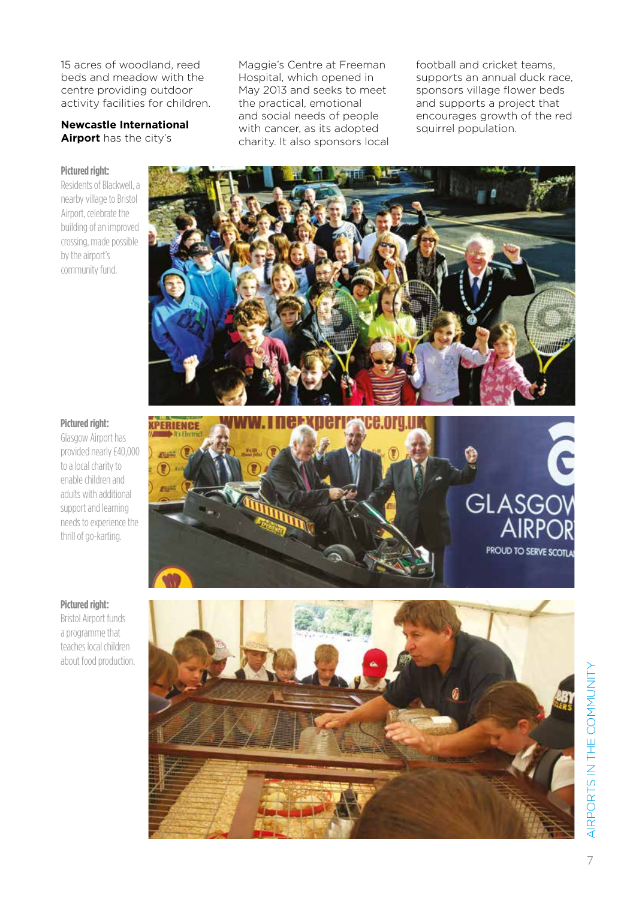15 acres of woodland, reed beds and meadow with the centre providing outdoor activity facilities for children.

**Newcastle International Airport** has the city's Maggie's Centre at Freeman Hospital, which opened in May 2013 and seeks to meet the practical, emotional and social needs of people with cancer, as its adopted charity. It also sponsors local football and cricket teams, supports an annual duck race, sponsors village flower beds and supports a project that encourages growth of the red squirrel population.

**Pictured right:**
Residents of Blackwell, a nearby village to Bristol Airport, celebrate the building of an improved crossing, made possible by the airport's community fund.

**Pictured right:**
Glasgow Airport has provided nearly £40,000 to a local charity to enable children and adults with additional support and learning needs to experience the thrill of go-karting.

**Pictured right:**
Bristol Airport funds a programme that teaches local children about food production.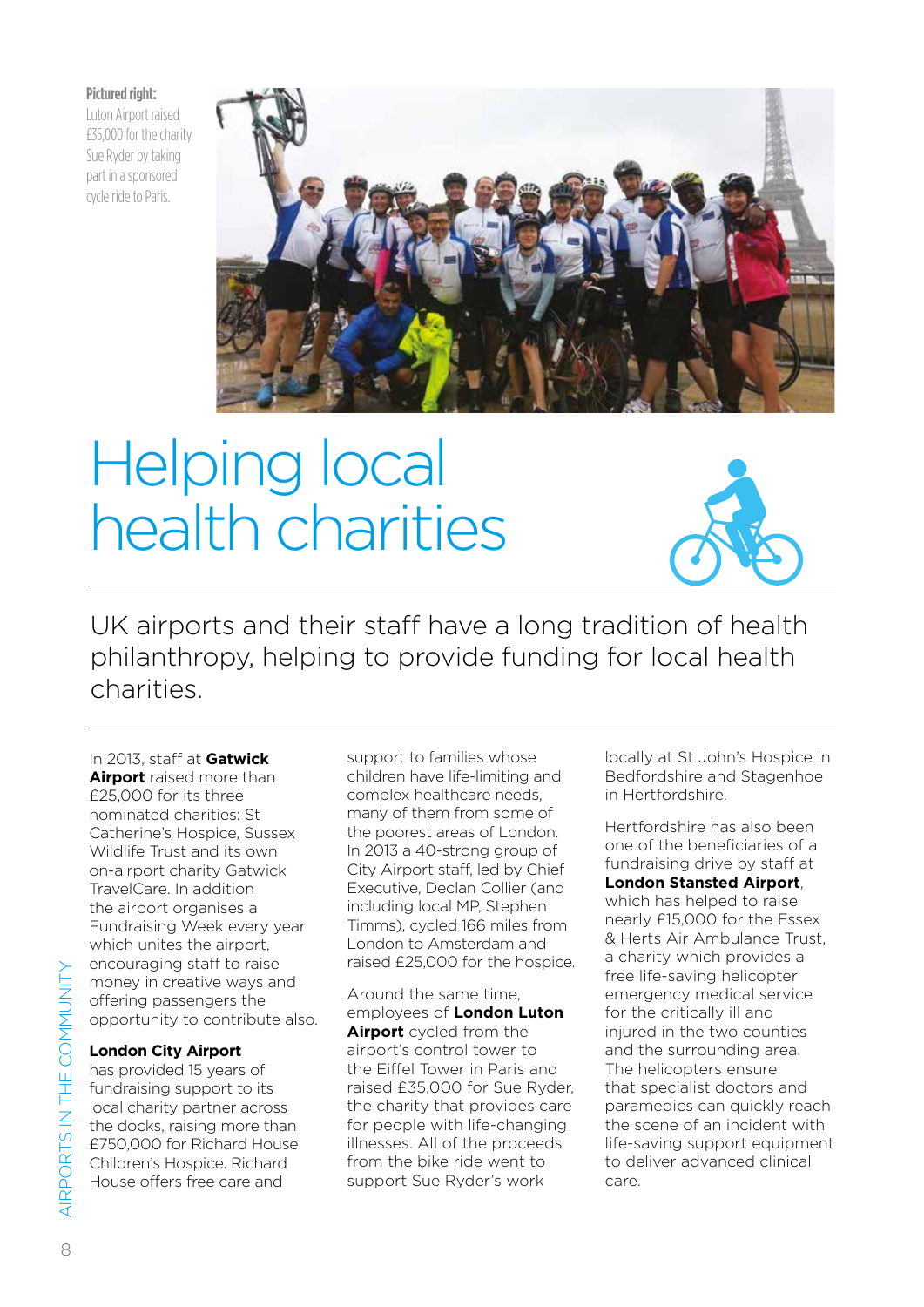**Pictured right:**
Luton Airport raised £35,000 for the charity Sue Ryder by taking part in a sponsored cycle ride to Paris.

# Helping local health charities

UK airports and their staff have a long tradition of health philanthropy, helping to provide funding for local health charities.

In 2013, staff at **Gatwick Airport** raised more than £25,000 for its three nominated charities: St Catherine's Hospice, Sussex Wildlife Trust and its own on-airport charity Gatwick TravelCare. In addition the airport organises a Fundraising Week every year which unites the airport, encouraging staff to raise money in creative ways and offering passengers the opportunity to contribute also.

**London City Airport** has provided 15 years of fundraising support to its local charity partner across the docks, raising more than £750,000 for Richard House Children's Hospice. Richard House offers free care and support to families whose children have life-limiting and complex healthcare needs, many of them from some of the poorest areas of London. In 2013 a 40-strong group of City Airport staff, led by Chief Executive, Declan Collier (and including local MP, Stephen Timms), cycled 166 miles from London to Amsterdam and raised £25,000 for the hospice.

Around the same time, employees of **London Luton Airport** cycled from the airport's control tower to the Eiffel Tower in Paris and raised £35,000 for Sue Ryder, the charity that provides care for people with life-changing illnesses. All of the proceeds from the bike ride went to support Sue Ryder's work locally at St John's Hospice in Bedfordshire and Stagenhoe in Hertfordshire.

Hertfordshire has also been one of the beneficiaries of a fundraising drive by staff at **London Stansted Airport**, which has helped to raise nearly £15,000 for the Essex & Herts Air Ambulance Trust, a charity which provides a free life-saving helicopter emergency medical service for the critically ill and injured in the two counties and the surrounding area. The helicopters ensure that specialist doctors and paramedics can quickly reach the scene of an incident with life-saving support equipment to deliver advanced clinical care.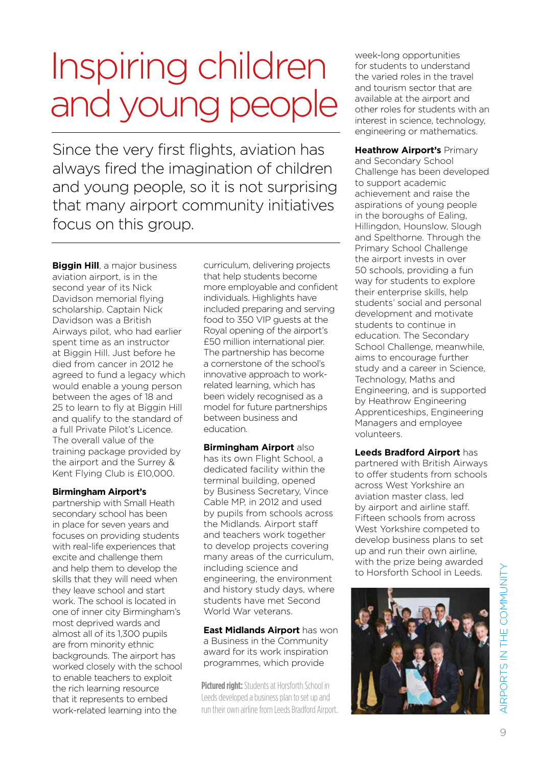# Inspiring children and young people

Since the very first flights, aviation has always fired the imagination of children and young people, so it is not surprising that many airport community initiatives focus on this group.

**Biggin Hill**, a major business aviation airport, is in the second year of its Nick Davidson memorial flying scholarship. Captain Nick Davidson was a British Airways pilot, who had earlier spent time as an instructor at Biggin Hill. Just before he died from cancer in 2012 he agreed to fund a legacy which would enable a young person between the ages of 18 and 25 to learn to fly at Biggin Hill and qualify to the standard of a full Private Pilot's Licence. The overall value of the training package provided by the airport and the Surrey & Kent Flying Club is £10,000.

**Birmingham Airport's** partnership with Small Heath secondary school has been in place for seven years and focuses on providing students with real-life experiences that excite and challenge them and help them to develop the skills that they will need when they leave school and start work. The school is located in one of inner city Birmingham's most deprived wards and almost all of its 1,300 pupils are from minority ethnic backgrounds. The airport has worked closely with the school to enable teachers to exploit the rich learning resource that it represents to embed work-related learning into the curriculum, delivering projects that help students become more employable and confident individuals. Highlights have included preparing and serving food to 350 VIP guests at the Royal opening of the airport's £50 million international pier. The partnership has become a cornerstone of the school's innovative approach to work-related learning, which has been widely recognised as a model for future partnerships between business and education.

**Birmingham Airport** also has its own Flight School, a dedicated facility within the terminal building, opened by Business Secretary, Vince Cable MP, in 2012 and used by pupils from schools across the Midlands. Airport staff and teachers work together to develop projects covering many areas of the curriculum, including science and engineering, the environment and history study days, where students have met Second World War veterans.

**East Midlands Airport** has won a Business in the Community award for its work inspiration programmes, which provide week-long opportunities for students to understand the varied roles in the travel and tourism sector that are available at the airport and other roles for students with an interest in science, technology, engineering or mathematics.

**Heathrow Airport's** Primary and Secondary School Challenge has been developed to support academic achievement and raise the aspirations of young people in the boroughs of Ealing, Hillingdon, Hounslow, Slough and Spelthorne. Through the Primary School Challenge the airport invests in over 50 schools, providing a fun way for students to explore their enterprise skills, help students' social and personal development and motivate students to continue in education. The Secondary School Challenge, meanwhile, aims to encourage further study and a career in Science, Technology, Maths and Engineering, and is supported by Heathrow Engineering Apprenticeships, Engineering Managers and employee volunteers.

**Leeds Bradford Airport** has partnered with British Airways to offer students from schools across West Yorkshire an aviation master class, led by airport and airline staff. Fifteen schools from across West Yorkshire competed to develop business plans to set up and run their own airline, with the prize being awarded to Horsforth School in Leeds.

**Pictured right:** Students at Horsforth School in Leeds developed a business plan to set up and run their own airline from Leeds Bradford Airport.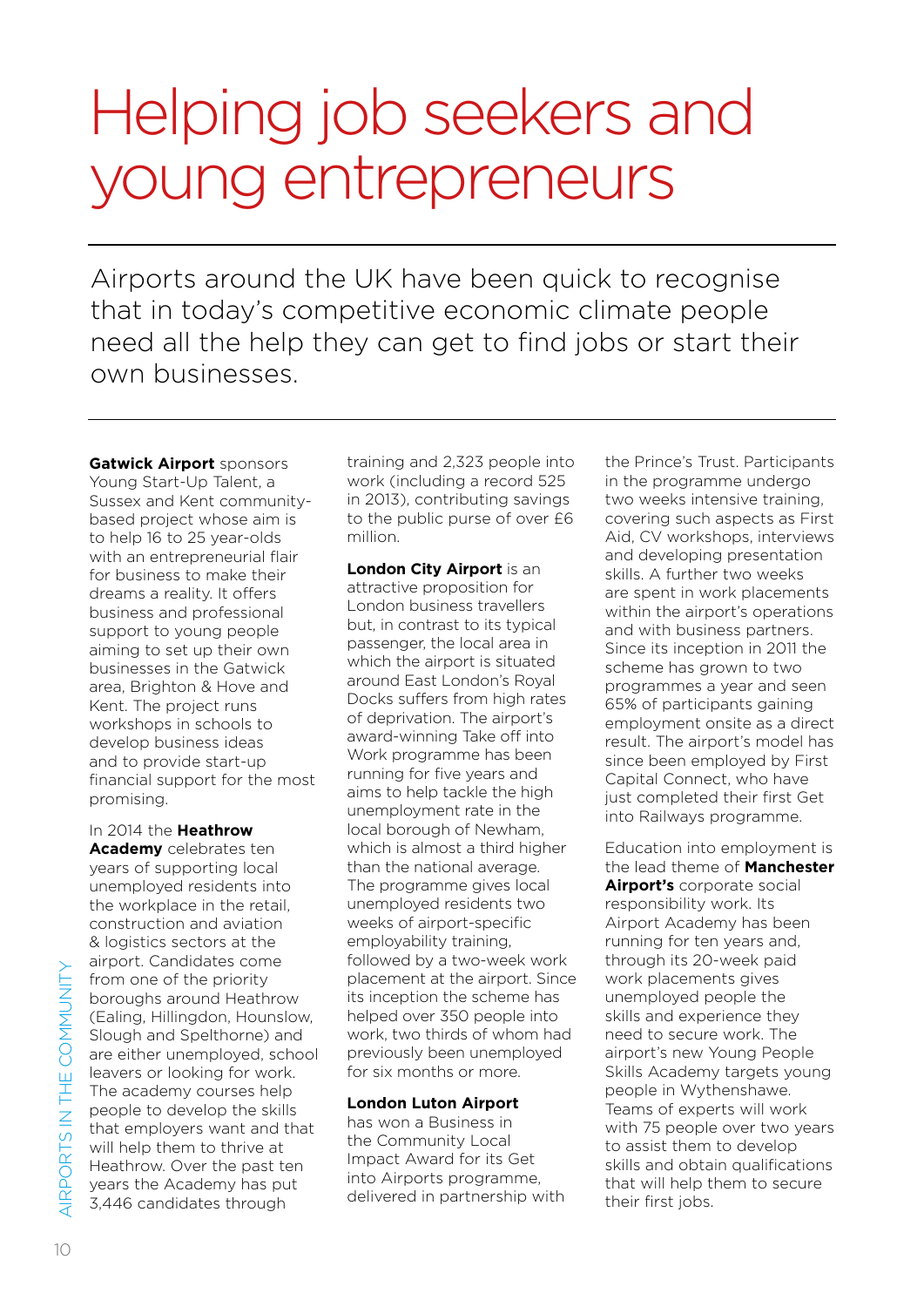# Helping job seekers and young entrepreneurs

Airports around the UK have been quick to recognise that in today's competitive economic climate people need all the help they can get to find jobs or start their own businesses.

**Gatwick Airport** sponsors Young Start-Up Talent, a Sussex and Kent community-based project whose aim is to help 16 to 25 year-olds with an entrepreneurial flair for business to make their dreams a reality. It offers business and professional support to young people aiming to set up their own businesses in the Gatwick area, Brighton & Hove and Kent. The project runs workshops in schools to develop business ideas and to provide start-up financial support for the most promising.

In 2014 the **Heathrow Academy** celebrates ten years of supporting local unemployed residents into the workplace in the retail, construction and aviation & logistics sectors at the airport. Candidates come from one of the priority boroughs around Heathrow (Ealing, Hillingdon, Hounslow, Slough and Spelthorne) and are either unemployed, school leavers or looking for work. The academy courses help people to develop the skills that employers want and that will help them to thrive at Heathrow. Over the past ten years the Academy has put 3,446 candidates through training and 2,323 people into work (including a record 525 in 2013), contributing savings to the public purse of over £6 million.

**London City Airport** is an attractive proposition for London business travellers but, in contrast to its typical passenger, the local area in which the airport is situated around East London's Royal Docks suffers from high rates of deprivation. The airport's award-winning Take off into Work programme has been running for five years and aims to help tackle the high unemployment rate in the local borough of Newham, which is almost a third higher than the national average. The programme gives local unemployed residents two weeks of airport-specific employability training, followed by a two-week work placement at the airport. Since its inception the scheme has helped over 350 people into work, two thirds of whom had previously been unemployed for six months or more.

**London Luton Airport** has won a Business in the Community Local Impact Award for its Get into Airports programme, delivered in partnership with the Prince's Trust. Participants in the programme undergo two weeks intensive training, covering such aspects as First Aid, CV workshops, interviews and developing presentation skills. A further two weeks are spent in work placements within the airport's operations and with business partners. Since its inception in 2011 the scheme has grown to two programmes a year and seen 65% of participants gaining employment onsite as a direct result. The airport's model has since been employed by First Capital Connect, who have just completed their first Get into Railways programme.

Education into employment is the lead theme of **Manchester Airport's** corporate social responsibility work. Its Airport Academy has been running for ten years and, through its 20-week paid work placements gives unemployed people the skills and experience they need to secure work. The airport's new Young People Skills Academy targets young people in Wythenshawe. Teams of experts will work with 75 people over two years to assist them to develop skills and obtain qualifications that will help them to secure their first jobs.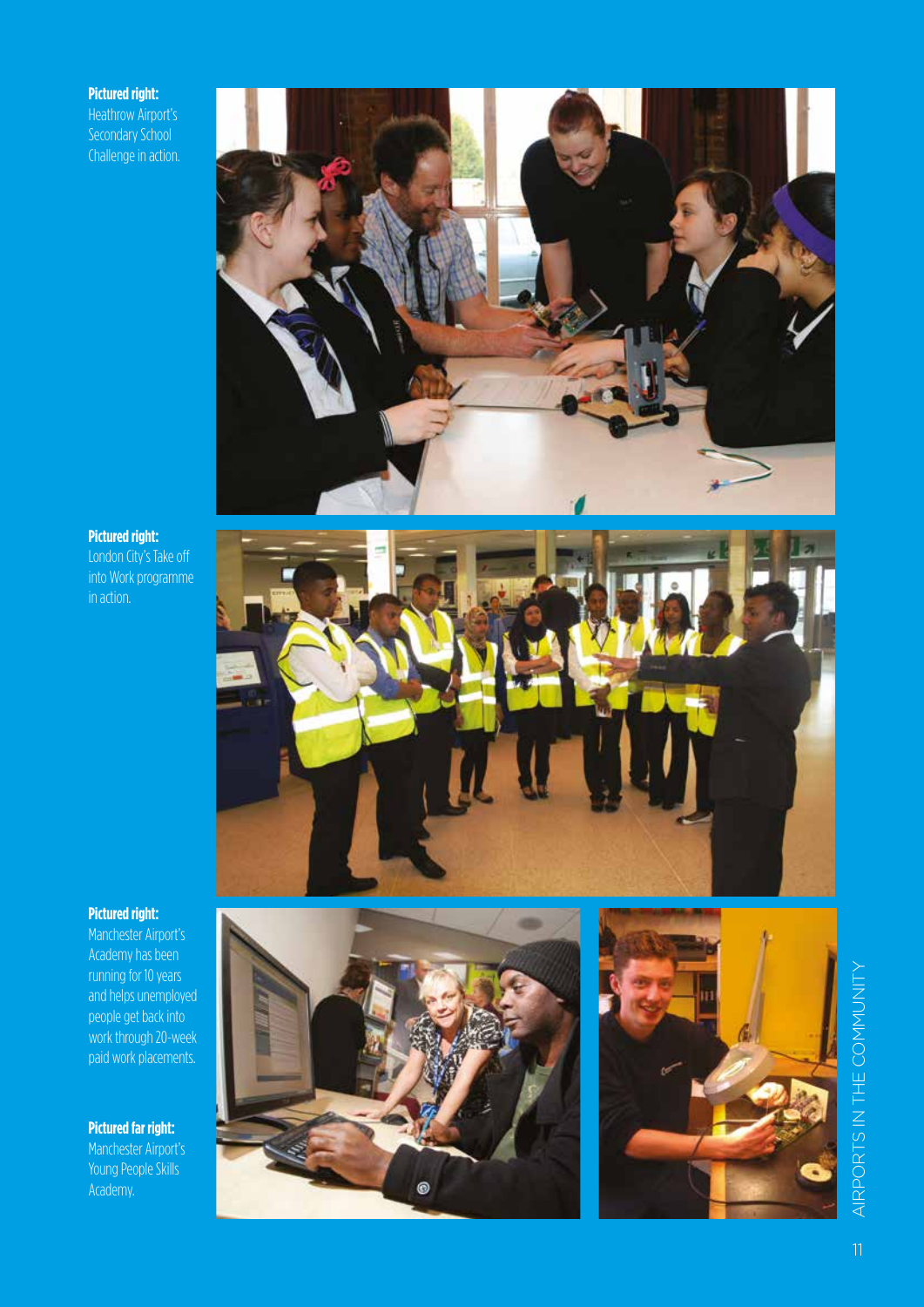**Pictured right:**
Heathrow Airport's Secondary School Challenge in action.

**Pictured right:**
London City's Take off into Work programme in action.

**Pictured right:**
Manchester Airport's Academy has been running for 10 years and helps unemployed people get back into work through 20-week paid work placements.

**Pictured far right:**
Manchester Airport's Young People Skills Academy.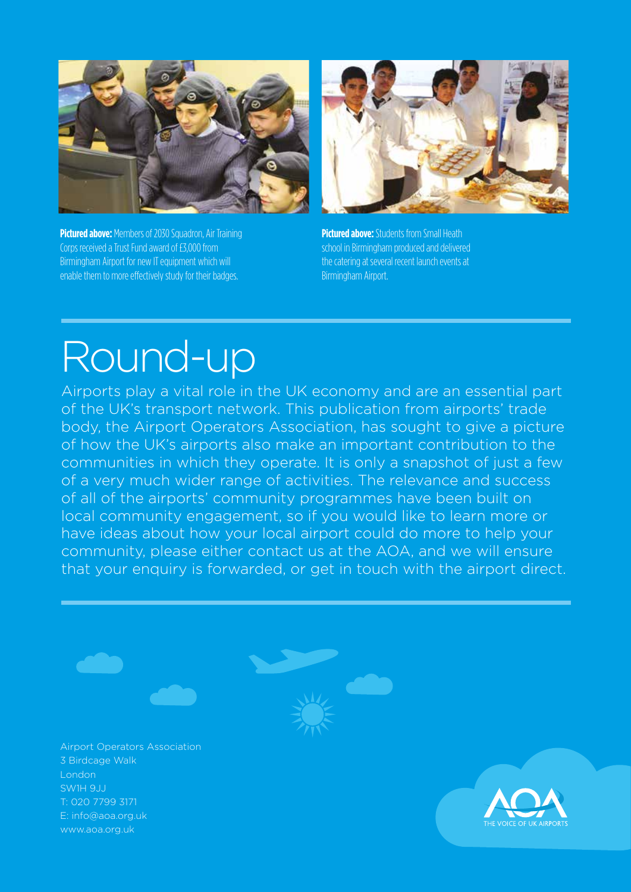**Pictured above:** Members of 2030 Squadron, Air Training Corps received a Trust Fund award of £3,000 from Birmingham Airport for new IT equipment which will enable them to more effectively study for their badges.

**Pictured above:** Students from Small Heath school in Birmingham produced and delivered the catering at several recent launch events at Birmingham Airport.

# Round-up

Airports play a vital role in the UK economy and are an essential part of the UK's transport network. This publication from airports' trade body, the Airport Operators Association, has sought to give a picture of how the UK's airports also make an important contribution to the communities in which they operate. It is only a snapshot of just a few of a very much wider range of activities. The relevance and success of all of the airports' community programmes have been built on local community engagement, so if you would like to learn more or have ideas about how your local airport could do more to help your community, please either contact us at the AOA, and we will ensure that your enquiry is forwarded, or get in touch with the airport direct.

Airport Operators Association
3 Birdcage Walk
London
SW1H 9JJ
T: 020 7799 3171
E: info@aoa.org.uk
www.aoa.org.uk

AOA
THE VOICE OF UK AIRPORTS